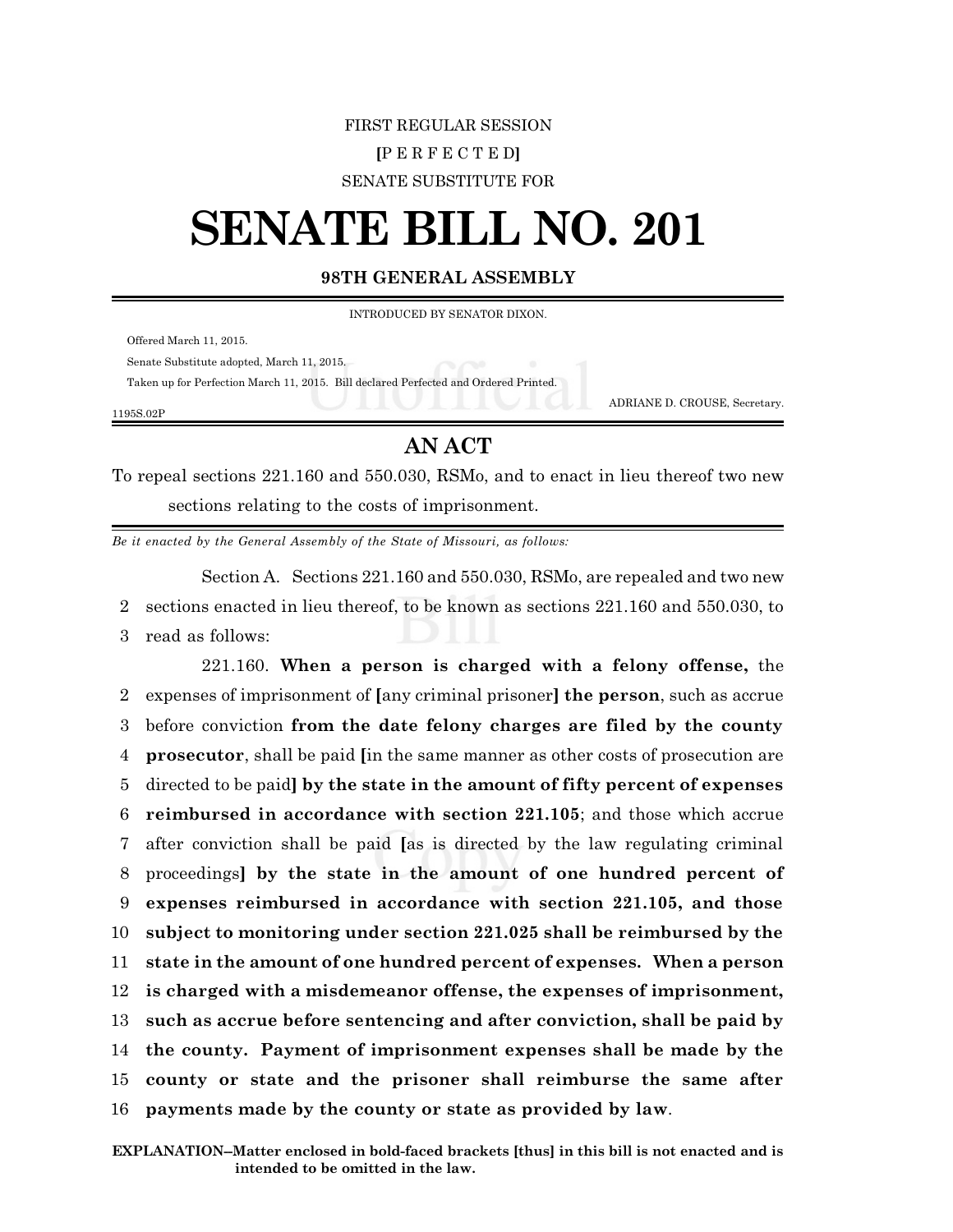FIRST REGULAR SESSION

[P E R F E C T E D]

SENATE SUBSTITUTE FOR

# SENATE BILL NO. 201

## 98TH GENERAL ASSEMBLY

INTRODUCED BY SENATOR DIXON.

Offered March 11, 2015.

Senate Substitute adopted, March 11, 2015.

Taken up for Perfection March 11, 2015. Bill declared Perfected and Ordered Printed.

ADRIANE D. CROUSE, Secretary.

1195S.02P

## AN ACT

To repeal sections 221.160 and 550.030, RSMo, and to enact in lieu thereof two new sections relating to the costs of imprisonment.

*Be it enacted by the General Assembly of the State of Missouri, as follows:*

Section A. Sections 221.160 and 550.030, RSMo, are repealed and two new sections enacted in lieu thereof, to be known as sections 221.160 and 550.030, to read as follows:

221.160. **When a person is charged with a felony offense,** the expenses of imprisonment of **[**any criminal prisoner**] the person**, such as accrue before conviction **from the date felony charges are filed by the county prosecutor**, shall be paid **[**in the same manner as other costs of prosecution are directed to be paid**] by the state in the amount of fifty percent of expenses reimbursed in accordance with section 221.105**; and those which accrue after conviction shall be paid **[**as is directed by the law regulating criminal proceedings**] by the state in the amount of one hundred percent of expenses reimbursed in accordance with section 221.105, and those subject to monitoring under section 221.025 shall be reimbursed by the state in the amount of one hundred percent of expenses. When a person is charged with a misdemeanor offense, the expenses of imprisonment, such as accrue before sentencing and after conviction, shall be paid by the county. Payment of imprisonment expenses shall be made by the county or state and the prisoner shall reimburse the same after payments made by the county or state as provided by law**.

**EXPLANATION–Matter enclosed in bold-faced brackets [thus] in this bill is not enacted and is intended to be omitted in the law.**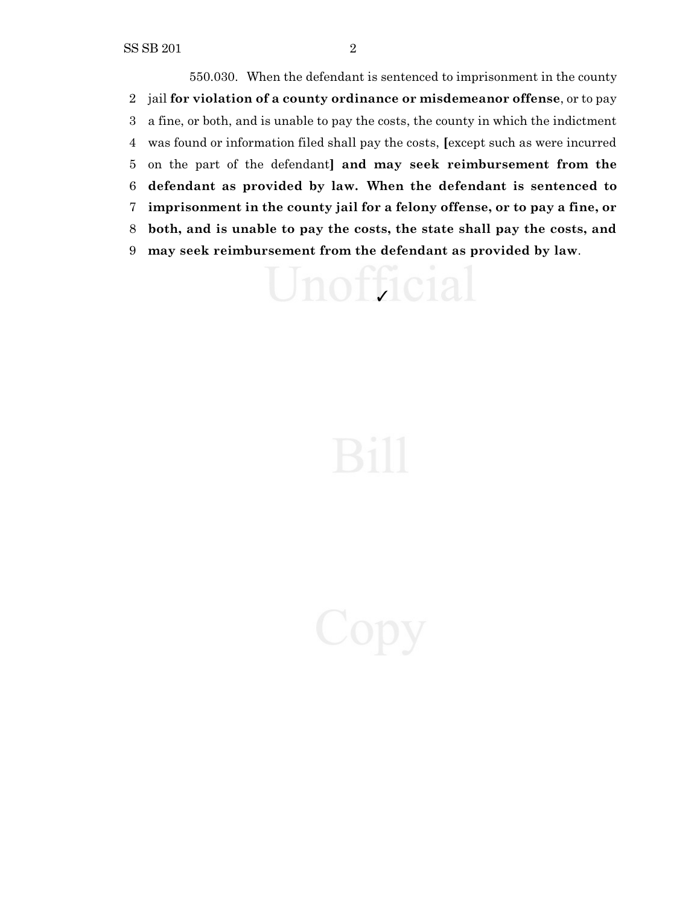550.030. When the defendant is sentenced to imprisonment in the county jail **for violation of a county ordinance or misdemeanor offense**, or to pay a fine, or both, and is unable to pay the costs, the county in which the indictment was found or information filed shall pay the costs, **[**except such as were incurred on the part of the defendant**] and may seek reimbursement from the defendant as provided by law. When the defendant is sentenced to imprisonment in the county jail for a felony offense, or to pay a fine, or both, and is unable to pay the costs, the state shall pay the costs, and may seek reimbursement from the defendant as provided by law**.

✓